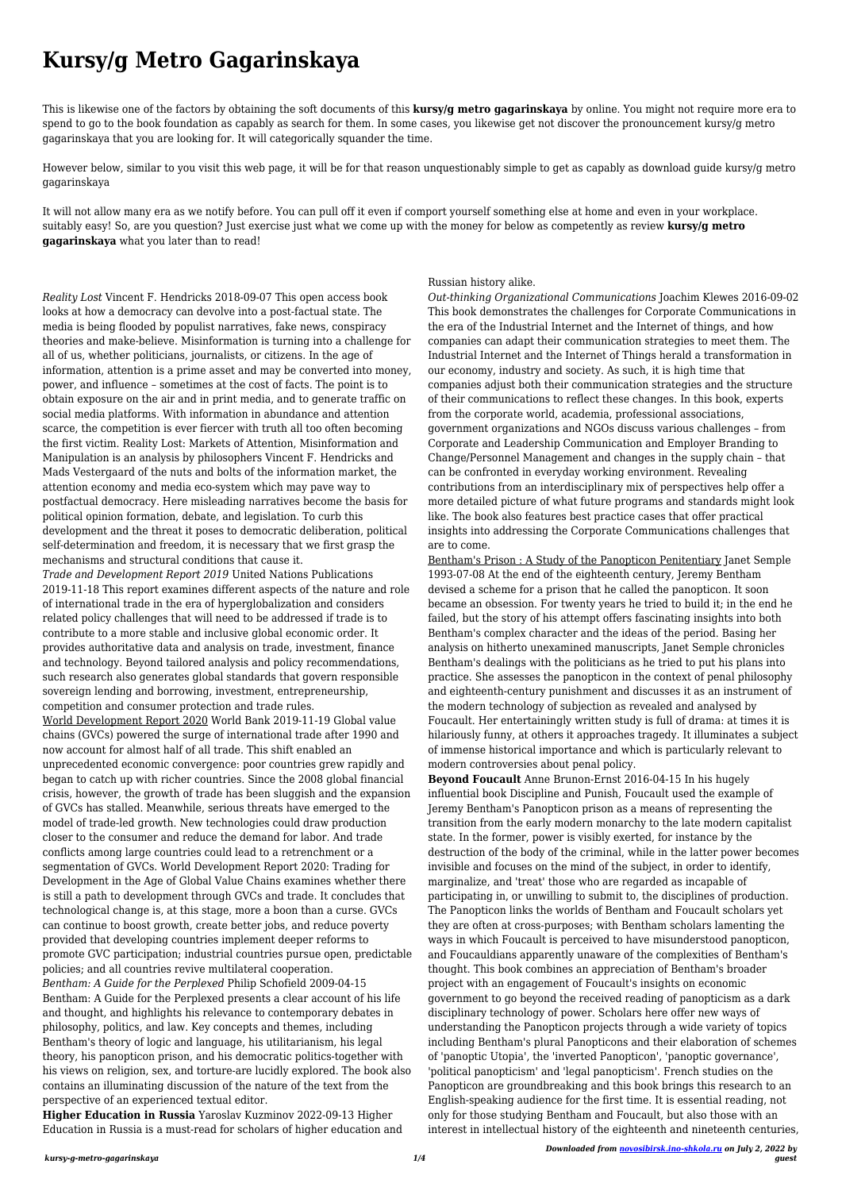# Kursy/g Metro Gagarinskaya

This is likewise one of the factors by obtaining the soft documents of this **kursy/g metro gagarinskaya** by online. You might not require more era to spend to go to the book foundation as capably as search for them. In some cases, you likewise get not discover the pronouncement kursy/g metro gagarinskaya that you are looking for. It will categorically squander the time.

However below, similar to you visit this web page, it will be for that reason unquestionably simple to get as capably as download guide kursy/g metro gagarinskaya

It will not allow many era as we notify before. You can pull off it even if comport yourself something else at home and even in your workplace. suitably easy! So, are you question? Just exercise just what we come up with the money for below as competently as review **kursy/g metro gagarinskaya** what you later than to read!

*Reality Lost* Vincent F. Hendricks 2018-09-07 This open access book looks at how a democracy can devolve into a post-factual state. The media is being flooded by populist narratives, fake news, conspiracy theories and make-believe. Misinformation is turning into a challenge for all of us, whether politicians, journalists, or citizens. In the age of information, attention is a prime asset and may be converted into money, power, and influence – sometimes at the cost of facts. The point is to obtain exposure on the air and in print media, and to generate traffic on social media platforms. With information in abundance and attention scarce, the competition is ever fiercer with truth all too often becoming the first victim. Reality Lost: Markets of Attention, Misinformation and Manipulation is an analysis by philosophers Vincent F. Hendricks and Mads Vestergaard of the nuts and bolts of the information market, the attention economy and media eco-system which may pave way to postfactual democracy. Here misleading narratives become the basis for political opinion formation, debate, and legislation. To curb this development and the threat it poses to democratic deliberation, political self-determination and freedom, it is necessary that we first grasp the mechanisms and structural conditions that cause it.

*Trade and Development Report 2019* United Nations Publications 2019-11-18 This report examines different aspects of the nature and role of international trade in the era of hyperglobalization and considers related policy challenges that will need to be addressed if trade is to contribute to a more stable and inclusive global economic order. It provides authoritative data and analysis on trade, investment, finance and technology. Beyond tailored analysis and policy recommendations, such research also generates global standards that govern responsible sovereign lending and borrowing, investment, entrepreneurship, competition and consumer protection and trade rules.

World Development Report 2020 World Bank 2019-11-19 Global value chains (GVCs) powered the surge of international trade after 1990 and now account for almost half of all trade. This shift enabled an unprecedented economic convergence: poor countries grew rapidly and began to catch up with richer countries. Since the 2008 global financial crisis, however, the growth of trade has been sluggish and the expansion of GVCs has stalled. Meanwhile, serious threats have emerged to the model of trade-led growth. New technologies could draw production closer to the consumer and reduce the demand for labor. And trade conflicts among large countries could lead to a retrenchment or a segmentation of GVCs. World Development Report 2020: Trading for Development in the Age of Global Value Chains examines whether there is still a path to development through GVCs and trade. It concludes that technological change is, at this stage, more a boon than a curse. GVCs can continue to boost growth, create better jobs, and reduce poverty provided that developing countries implement deeper reforms to promote GVC participation; industrial countries pursue open, predictable policies; and all countries revive multilateral cooperation.

*Bentham: A Guide for the Perplexed* Philip Schofield 2009-04-15 Bentham: A Guide for the Perplexed presents a clear account of his life and thought, and highlights his relevance to contemporary debates in philosophy, politics, and law. Key concepts and themes, including Bentham's theory of logic and language, his utilitarianism, his legal theory, his panopticon prison, and his democratic politics-together with his views on religion, sex, and torture-are lucidly explored. The book also contains an illuminating discussion of the nature of the text from the perspective of an experienced textual editor.

**Higher Education in Russia** Yaroslav Kuzminov 2022-09-13 Higher Education in Russia is a must-read for scholars of higher education and Russian history alike.

*Out-thinking Organizational Communications* Joachim Klewes 2016-09-02 This book demonstrates the challenges for Corporate Communications in the era of the Industrial Internet and the Internet of things, and how companies can adapt their communication strategies to meet them. The Industrial Internet and the Internet of Things herald a transformation in our economy, industry and society. As such, it is high time that companies adjust both their communication strategies and the structure of their communications to reflect these changes. In this book, experts from the corporate world, academia, professional associations, government organizations and NGOs discuss various challenges – from Corporate and Leadership Communication and Employer Branding to Change/Personnel Management and changes in the supply chain – that can be confronted in everyday working environment. Revealing contributions from an interdisciplinary mix of perspectives help offer a more detailed picture of what future programs and standards might look like. The book also features best practice cases that offer practical insights into addressing the Corporate Communications challenges that are to come.

Bentham's Prison : A Study of the Panopticon Penitentiary Janet Semple 1993-07-08 At the end of the eighteenth century, Jeremy Bentham devised a scheme for a prison that he called the panopticon. It soon became an obsession. For twenty years he tried to build it; in the end he failed, but the story of his attempt offers fascinating insights into both Bentham's complex character and the ideas of the period. Basing her analysis on hitherto unexamined manuscripts, Janet Semple chronicles Bentham's dealings with the politicians as he tried to put his plans into practice. She assesses the panopticon in the context of penal philosophy and eighteenth-century punishment and discusses it as an instrument of the modern technology of subjection as revealed and analysed by Foucault. Her entertainingly written study is full of drama: at times it is hilariously funny, at others it approaches tragedy. It illuminates a subject of immense historical importance and which is particularly relevant to modern controversies about penal policy.

**Beyond Foucault** Anne Brunon-Ernst 2016-04-15 In his hugely influential book Discipline and Punish, Foucault used the example of Jeremy Bentham's Panopticon prison as a means of representing the transition from the early modern monarchy to the late modern capitalist state. In the former, power is visibly exerted, for instance by the destruction of the body of the criminal, while in the latter power becomes invisible and focuses on the mind of the subject, in order to identify, marginalize, and 'treat' those who are regarded as incapable of participating in, or unwilling to submit to, the disciplines of production. The Panopticon links the worlds of Bentham and Foucault scholars yet they are often at cross-purposes; with Bentham scholars lamenting the ways in which Foucault is perceived to have misunderstood panopticon, and Foucauldians apparently unaware of the complexities of Bentham's thought. This book combines an appreciation of Bentham's broader project with an engagement of Foucault's insights on economic government to go beyond the received reading of panopticism as a dark disciplinary technology of power. Scholars here offer new ways of understanding the Panopticon projects through a wide variety of topics including Bentham's plural Panopticons and their elaboration of schemes of 'panoptic Utopia', the 'inverted Panopticon', 'panoptic governance', 'political panopticism' and 'legal panopticism'. French studies on the Panopticon are groundbreaking and this book brings this research to an English-speaking audience for the first time. It is essential reading, not only for those studying Bentham and Foucault, but also those with an interest in intellectual history of the eighteenth and nineteenth centuries,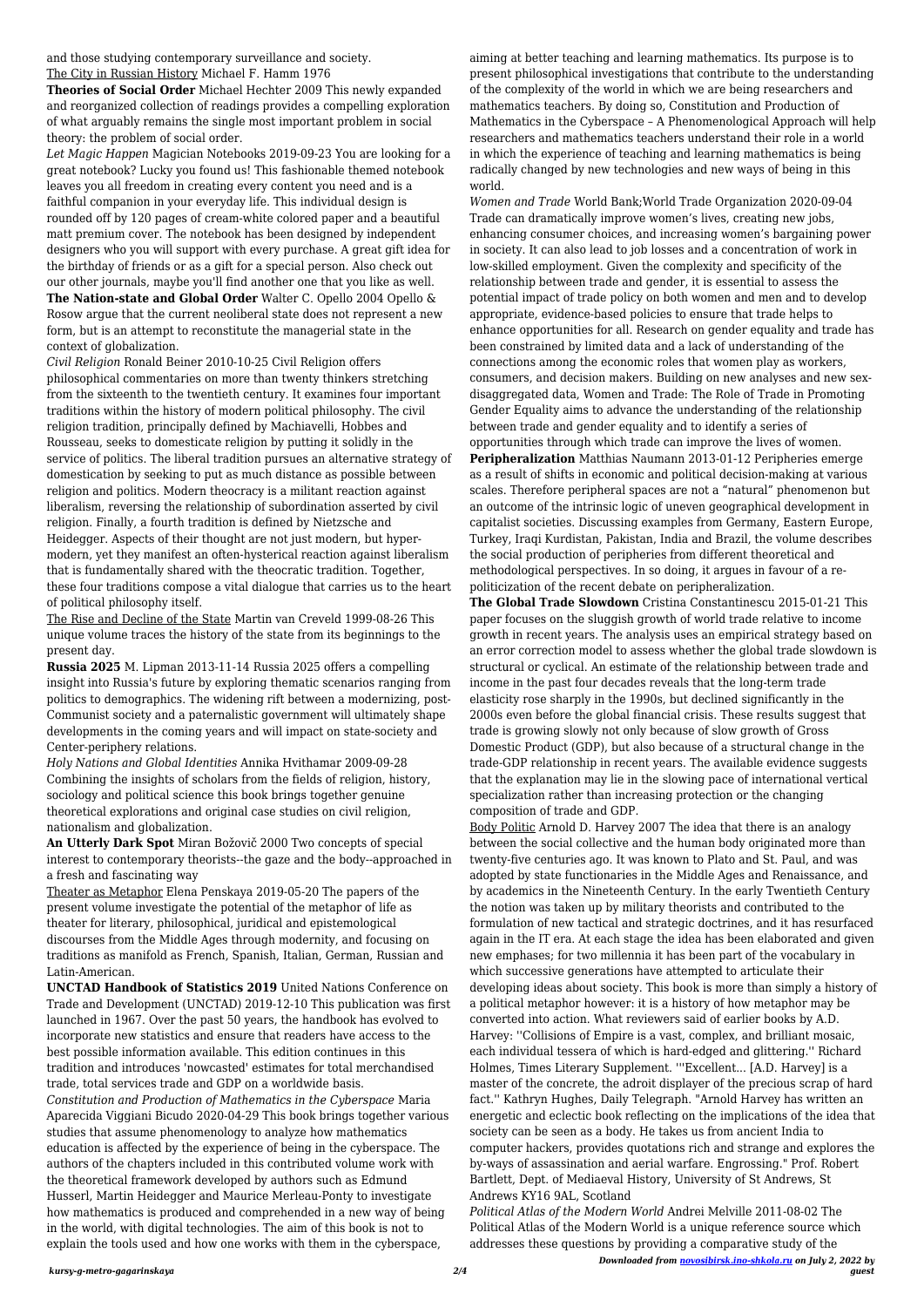and those studying contemporary surveillance and society.
The City in Russian History Michael F. Hamm 1976

**Theories of Social Order** Michael Hechter 2009 This newly expanded and reorganized collection of readings provides a compelling exploration of what arguably remains the single most important problem in social theory: the problem of social order.

*Let Magic Happen* Magician Notebooks 2019-09-23 You are looking for a great notebook? Lucky you found us! This fashionable themed notebook leaves you all freedom in creating every content you need and is a faithful companion in your everyday life. This individual design is rounded off by 120 pages of cream-white colored paper and a beautiful matt premium cover. The notebook has been designed by independent designers who you will support with every purchase. A great gift idea for the birthday of friends or as a gift for a special person. Also check out our other journals, maybe you'll find another one that you like as well.

**The Nation-state and Global Order** Walter C. Opello 2004 Opello & Rosow argue that the current neoliberal state does not represent a new form, but is an attempt to reconstitute the managerial state in the context of globalization.

*Civil Religion* Ronald Beiner 2010-10-25 Civil Religion offers philosophical commentaries on more than twenty thinkers stretching from the sixteenth to the twentieth century. It examines four important traditions within the history of modern political philosophy. The civil religion tradition, principally defined by Machiavelli, Hobbes and Rousseau, seeks to domesticate religion by putting it solidly in the service of politics. The liberal tradition pursues an alternative strategy of domestication by seeking to put as much distance as possible between religion and politics. Modern theocracy is a militant reaction against liberalism, reversing the relationship of subordination asserted by civil religion. Finally, a fourth tradition is defined by Nietzsche and Heidegger. Aspects of their thought are not just modern, but hyper-modern, yet they manifest an often-hysterical reaction against liberalism that is fundamentally shared with the theocratic tradition. Together, these four traditions compose a vital dialogue that carries us to the heart of political philosophy itself.

The Rise and Decline of the State Martin van Creveld 1999-08-26 This unique volume traces the history of the state from its beginnings to the present day.

**Russia 2025** M. Lipman 2013-11-14 Russia 2025 offers a compelling insight into Russia's future by exploring thematic scenarios ranging from politics to demographics. The widening rift between a modernizing, post-Communist society and a paternalistic government will ultimately shape developments in the coming years and will impact on state-society and Center-periphery relations.

*Holy Nations and Global Identities* Annika Hvithamar 2009-09-28 Combining the insights of scholars from the fields of religion, history, sociology and political science this book brings together genuine theoretical explorations and original case studies on civil religion, nationalism and globalization.

**An Utterly Dark Spot** Miran Božovič 2000 Two concepts of special interest to contemporary theorists--the gaze and the body--approached in a fresh and fascinating way

Theater as Metaphor Elena Penskaya 2019-05-20 The papers of the present volume investigate the potential of the metaphor of life as theater for literary, philosophical, juridical and epistemological discourses from the Middle Ages through modernity, and focusing on traditions as manifold as French, Spanish, Italian, German, Russian and Latin-American.

**UNCTAD Handbook of Statistics 2019** United Nations Conference on Trade and Development (UNCTAD) 2019-12-10 This publication was first launched in 1967. Over the past 50 years, the handbook has evolved to incorporate new statistics and ensure that readers have access to the best possible information available. This edition continues in this tradition and introduces 'nowcasted' estimates for total merchandised trade, total services trade and GDP on a worldwide basis.

*Constitution and Production of Mathematics in the Cyberspace* Maria Aparecida Viggiani Bicudo 2020-04-29 This book brings together various studies that assume phenomenology to analyze how mathematics education is affected by the experience of being in the cyberspace. The authors of the chapters included in this contributed volume work with the theoretical framework developed by authors such as Edmund Husserl, Martin Heidegger and Maurice Merleau-Ponty to investigate how mathematics is produced and comprehended in a new way of being in the world, with digital technologies. The aim of this book is not to explain the tools used and how one works with them in the cyberspace, aiming at better teaching and learning mathematics. Its purpose is to present philosophical investigations that contribute to the understanding of the complexity of the world in which we are being researchers and mathematics teachers. By doing so, Constitution and Production of Mathematics in the Cyberspace – A Phenomenological Approach will help researchers and mathematics teachers understand their role in a world in which the experience of teaching and learning mathematics is being radically changed by new technologies and new ways of being in this world.

*Women and Trade* World Bank;World Trade Organization 2020-09-04 Trade can dramatically improve women's lives, creating new jobs, enhancing consumer choices, and increasing women's bargaining power in society. It can also lead to job losses and a concentration of work in low-skilled employment. Given the complexity and specificity of the relationship between trade and gender, it is essential to assess the potential impact of trade policy on both women and men and to develop appropriate, evidence-based policies to ensure that trade helps to enhance opportunities for all. Research on gender equality and trade has been constrained by limited data and a lack of understanding of the connections among the economic roles that women play as workers, consumers, and decision makers. Building on new analyses and new sex-disaggregated data, Women and Trade: The Role of Trade in Promoting Gender Equality aims to advance the understanding of the relationship between trade and gender equality and to identify a series of opportunities through which trade can improve the lives of women.

**Peripheralization** Matthias Naumann 2013-01-12 Peripheries emerge as a result of shifts in economic and political decision-making at various scales. Therefore peripheral spaces are not a "natural" phenomenon but an outcome of the intrinsic logic of uneven geographical development in capitalist societies. Discussing examples from Germany, Eastern Europe, Turkey, Iraqi Kurdistan, Pakistan, India and Brazil, the volume describes the social production of peripheries from different theoretical and methodological perspectives. In so doing, it argues in favour of a re-politicization of the recent debate on peripheralization.

**The Global Trade Slowdown** Cristina Constantinescu 2015-01-21 This paper focuses on the sluggish growth of world trade relative to income growth in recent years. The analysis uses an empirical strategy based on an error correction model to assess whether the global trade slowdown is structural or cyclical. An estimate of the relationship between trade and income in the past four decades reveals that the long-term trade elasticity rose sharply in the 1990s, but declined significantly in the 2000s even before the global financial crisis. These results suggest that trade is growing slowly not only because of slow growth of Gross Domestic Product (GDP), but also because of a structural change in the trade-GDP relationship in recent years. The available evidence suggests that the explanation may lie in the slowing pace of international vertical specialization rather than increasing protection or the changing composition of trade and GDP.

Body Politic Arnold D. Harvey 2007 The idea that there is an analogy between the social collective and the human body originated more than twenty-five centuries ago. It was known to Plato and St. Paul, and was adopted by state functionaries in the Middle Ages and Renaissance, and by academics in the Nineteenth Century. In the early Twentieth Century the notion was taken up by military theorists and contributed to the formulation of new tactical and strategic doctrines, and it has resurfaced again in the IT era. At each stage the idea has been elaborated and given new emphases; for two millennia it has been part of the vocabulary in which successive generations have attempted to articulate their developing ideas about society. This book is more than simply a history of a political metaphor however: it is a history of how metaphor may be converted into action. What reviewers said of earlier books by A.D. Harvey: ''Collisions of Empire is a vast, complex, and brilliant mosaic, each individual tessera of which is hard-edged and glittering.'' Richard Holmes, Times Literary Supplement. '''Excellent... [A.D. Harvey] is a master of the concrete, the adroit displayer of the precious scrap of hard fact.'' Kathryn Hughes, Daily Telegraph. "Arnold Harvey has written an energetic and eclectic book reflecting on the implications of the idea that society can be seen as a body. He takes us from ancient India to computer hackers, provides quotations rich and strange and explores the by-ways of assassination and aerial warfare. Engrossing." Prof. Robert Bartlett, Dept. of Mediaeval History, University of St Andrews, St Andrews KY16 9AL, Scotland

*Political Atlas of the Modern World* Andrei Melville 2011-08-02 The Political Atlas of the Modern World is a unique reference source which addresses these questions by providing a comparative study of the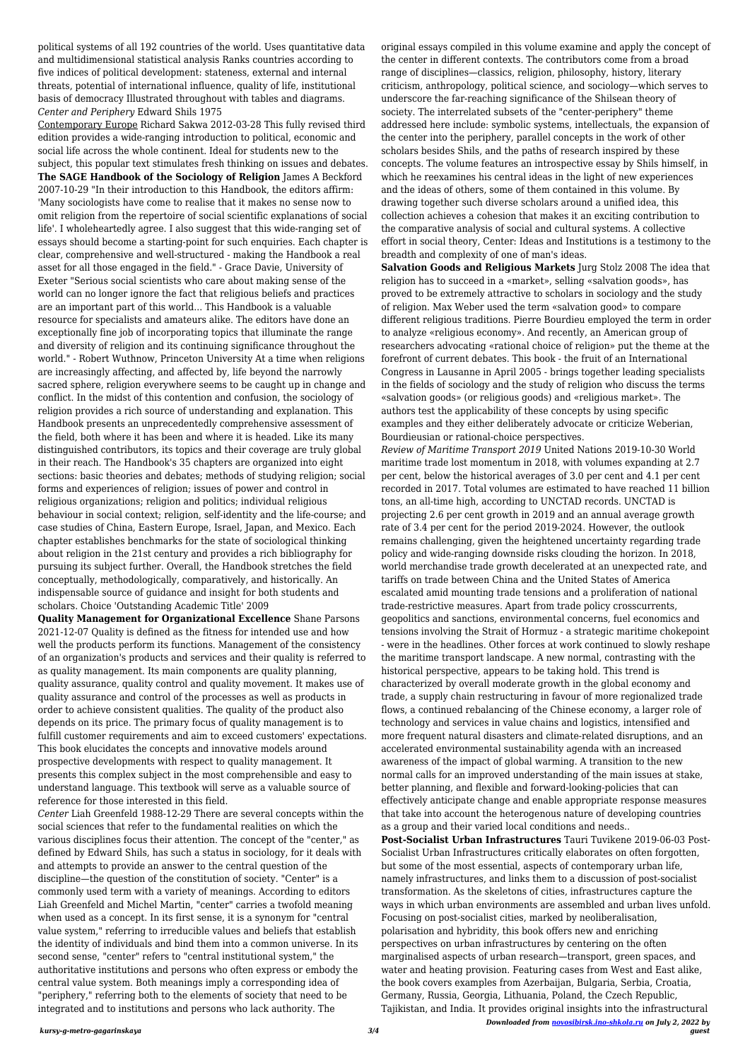political systems of all 192 countries of the world. Uses quantitative data and multidimensional statistical analysis Ranks countries according to five indices of political development: stateness, external and internal threats, potential of international influence, quality of life, institutional basis of democracy Illustrated throughout with tables and diagrams.

*Center and Periphery* Edward Shils 1975

Contemporary Europe Richard Sakwa 2012-03-28 This fully revised third edition provides a wide-ranging introduction to political, economic and social life across the whole continent. Ideal for students new to the subject, this popular text stimulates fresh thinking on issues and debates.

**The SAGE Handbook of the Sociology of Religion** James A Beckford 2007-10-29 "In their introduction to this Handbook, the editors affirm: 'Many sociologists have come to realise that it makes no sense now to omit religion from the repertoire of social scientific explanations of social life'. I wholeheartedly agree. I also suggest that this wide-ranging set of essays should become a starting-point for such enquiries. Each chapter is clear, comprehensive and well-structured - making the Handbook a real asset for all those engaged in the field." - Grace Davie, University of Exeter "Serious social scientists who care about making sense of the world can no longer ignore the fact that religious beliefs and practices are an important part of this world... This Handbook is a valuable resource for specialists and amateurs alike. The editors have done an exceptionally fine job of incorporating topics that illuminate the range and diversity of religion and its continuing significance throughout the world." - Robert Wuthnow, Princeton University At a time when religions are increasingly affecting, and affected by, life beyond the narrowly sacred sphere, religion everywhere seems to be caught up in change and conflict. In the midst of this contention and confusion, the sociology of religion provides a rich source of understanding and explanation. This Handbook presents an unprecedentedly comprehensive assessment of the field, both where it has been and where it is headed. Like its many distinguished contributors, its topics and their coverage are truly global in their reach. The Handbook's 35 chapters are organized into eight sections: basic theories and debates; methods of studying religion; social forms and experiences of religion; issues of power and control in religious organizations; religion and politics; individual religious behaviour in social context; religion, self-identity and the life-course; and case studies of China, Eastern Europe, Israel, Japan, and Mexico. Each chapter establishes benchmarks for the state of sociological thinking about religion in the 21st century and provides a rich bibliography for pursuing its subject further. Overall, the Handbook stretches the field conceptually, methodologically, comparatively, and historically. An indispensable source of guidance and insight for both students and scholars. Choice 'Outstanding Academic Title' 2009

**Quality Management for Organizational Excellence** Shane Parsons 2021-12-07 Quality is defined as the fitness for intended use and how well the products perform its functions. Management of the consistency of an organization's products and services and their quality is referred to as quality management. Its main components are quality planning, quality assurance, quality control and quality movement. It makes use of quality assurance and control of the processes as well as products in order to achieve consistent qualities. The quality of the product also depends on its price. The primary focus of quality management is to fulfill customer requirements and aim to exceed customers' expectations. This book elucidates the concepts and innovative models around prospective developments with respect to quality management. It presents this complex subject in the most comprehensible and easy to understand language. This textbook will serve as a valuable source of reference for those interested in this field.

*Center* Liah Greenfeld 1988-12-29 There are several concepts within the social sciences that refer to the fundamental realities on which the various disciplines focus their attention. The concept of the "center," as defined by Edward Shils, has such a status in sociology, for it deals with and attempts to provide an answer to the central question of the discipline—the question of the constitution of society. "Center" is a commonly used term with a variety of meanings. According to editors Liah Greenfeld and Michel Martin, "center" carries a twofold meaning when used as a concept. In its first sense, it is a synonym for "central value system," referring to irreducible values and beliefs that establish the identity of individuals and bind them into a common universe. In its second sense, "center" refers to "central institutional system," the authoritative institutions and persons who often express or embody the central value system. Both meanings imply a corresponding idea of "periphery," referring both to the elements of society that need to be integrated and to institutions and persons who lack authority. The original essays compiled in this volume examine and apply the concept of the center in different contexts. The contributors come from a broad range of disciplines—classics, religion, philosophy, history, literary criticism, anthropology, political science, and sociology—which serves to underscore the far-reaching significance of the Shilsean theory of society. The interrelated subsets of the "center-periphery" theme addressed here include: symbolic systems, intellectuals, the expansion of the center into the periphery, parallel concepts in the work of other scholars besides Shils, and the paths of research inspired by these concepts. The volume features an introspective essay by Shils himself, in which he reexamines his central ideas in the light of new experiences and the ideas of others, some of them contained in this volume. By drawing together such diverse scholars around a unified idea, this collection achieves a cohesion that makes it an exciting contribution to the comparative analysis of social and cultural systems. A collective effort in social theory, Center: Ideas and Institutions is a testimony to the breadth and complexity of one of man's ideas.

**Salvation Goods and Religious Markets** Jurg Stolz 2008 The idea that religion has to succeed in a «market», selling «salvation goods», has proved to be extremely attractive to scholars in sociology and the study of religion. Max Weber used the term «salvation good» to compare different religious traditions. Pierre Bourdieu employed the term in order to analyze «religious economy». And recently, an American group of researchers advocating «rational choice of religion» put the theme at the forefront of current debates. This book - the fruit of an International Congress in Lausanne in April 2005 - brings together leading specialists in the fields of sociology and the study of religion who discuss the terms «salvation goods» (or religious goods) and «religious market». The authors test the applicability of these concepts by using specific examples and they either deliberately advocate or criticize Weberian, Bourdieusian or rational-choice perspectives.

*Review of Maritime Transport 2019* United Nations 2019-10-30 World maritime trade lost momentum in 2018, with volumes expanding at 2.7 per cent, below the historical averages of 3.0 per cent and 4.1 per cent recorded in 2017. Total volumes are estimated to have reached 11 billion tons, an all-time high, according to UNCTAD records. UNCTAD is projecting 2.6 per cent growth in 2019 and an annual average growth rate of 3.4 per cent for the period 2019-2024. However, the outlook remains challenging, given the heightened uncertainty regarding trade policy and wide-ranging downside risks clouding the horizon. In 2018, world merchandise trade growth decelerated at an unexpected rate, and tariffs on trade between China and the United States of America escalated amid mounting trade tensions and a proliferation of national trade-restrictive measures. Apart from trade policy crosscurrents, geopolitics and sanctions, environmental concerns, fuel economics and tensions involving the Strait of Hormuz - a strategic maritime chokepoint - were in the headlines. Other forces at work continued to slowly reshape the maritime transport landscape. A new normal, contrasting with the historical perspective, appears to be taking hold. This trend is characterized by overall moderate growth in the global economy and trade, a supply chain restructuring in favour of more regionalized trade flows, a continued rebalancing of the Chinese economy, a larger role of technology and services in value chains and logistics, intensified and more frequent natural disasters and climate-related disruptions, and an accelerated environmental sustainability agenda with an increased awareness of the impact of global warming. A transition to the new normal calls for an improved understanding of the main issues at stake, better planning, and flexible and forward-looking-policies that can effectively anticipate change and enable appropriate response measures that take into account the heterogenous nature of developing countries as a group and their varied local conditions and needs..

**Post-Socialist Urban Infrastructures** Tauri Tuvikene 2019-06-03 Post-Socialist Urban Infrastructures critically elaborates on often forgotten, but some of the most essential, aspects of contemporary urban life, namely infrastructures, and links them to a discussion of post-socialist transformation. As the skeletons of cities, infrastructures capture the ways in which urban environments are assembled and urban lives unfold. Focusing on post-socialist cities, marked by neoliberalisation, polarisation and hybridity, this book offers new and enriching perspectives on urban infrastructures by centering on the often marginalised aspects of urban research—transport, green spaces, and water and heating provision. Featuring cases from West and East alike, the book covers examples from Azerbaijan, Bulgaria, Serbia, Croatia, Germany, Russia, Georgia, Lithuania, Poland, the Czech Republic, Tajikistan, and India. It provides original insights into the infrastructural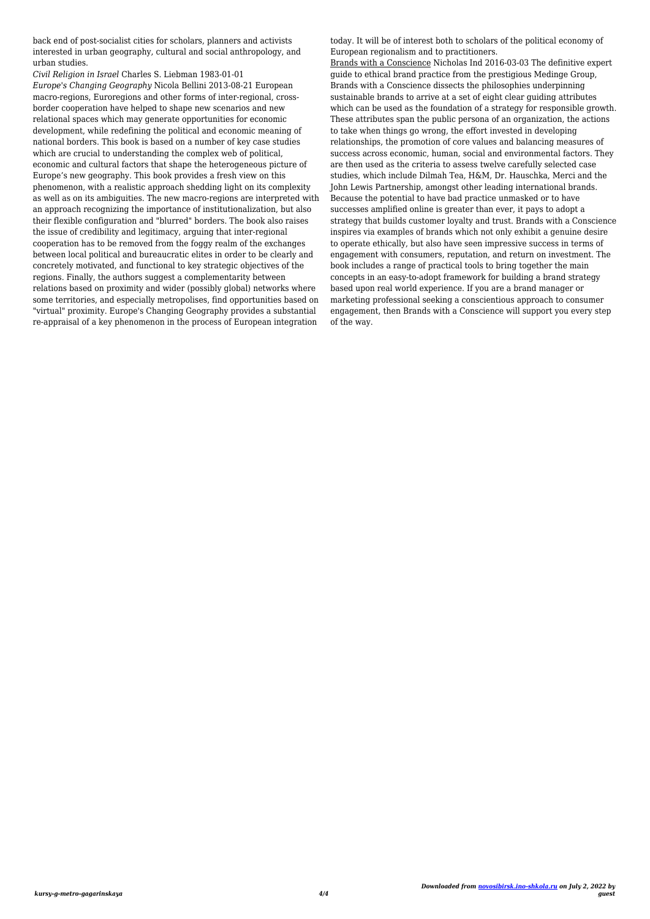back end of post-socialist cities for scholars, planners and activists interested in urban geography, cultural and social anthropology, and urban studies.

*Civil Religion in Israel* Charles S. Liebman 1983-01-01

*Europe's Changing Geography* Nicola Bellini 2013-08-21 European macro-regions, Euroregions and other forms of inter-regional, cross-border cooperation have helped to shape new scenarios and new relational spaces which may generate opportunities for economic development, while redefining the political and economic meaning of national borders. This book is based on a number of key case studies which are crucial to understanding the complex web of political, economic and cultural factors that shape the heterogeneous picture of Europe's new geography. This book provides a fresh view on this phenomenon, with a realistic approach shedding light on its complexity as well as on its ambiguities. The new macro-regions are interpreted with an approach recognizing the importance of institutionalization, but also their flexible configuration and "blurred" borders. The book also raises the issue of credibility and legitimacy, arguing that inter-regional cooperation has to be removed from the foggy realm of the exchanges between local political and bureaucratic elites in order to be clearly and concretely motivated, and functional to key strategic objectives of the regions. Finally, the authors suggest a complementarity between relations based on proximity and wider (possibly global) networks where some territories, and especially metropolises, find opportunities based on "virtual" proximity. Europe's Changing Geography provides a substantial re-appraisal of a key phenomenon in the process of European integration today. It will be of interest both to scholars of the political economy of European regionalism and to practitioners.

Brands with a Conscience Nicholas Ind 2016-03-03 The definitive expert guide to ethical brand practice from the prestigious Medinge Group, Brands with a Conscience dissects the philosophies underpinning sustainable brands to arrive at a set of eight clear guiding attributes which can be used as the foundation of a strategy for responsible growth. These attributes span the public persona of an organization, the actions to take when things go wrong, the effort invested in developing relationships, the promotion of core values and balancing measures of success across economic, human, social and environmental factors. They are then used as the criteria to assess twelve carefully selected case studies, which include Dilmah Tea, H&M, Dr. Hauschka, Merci and the John Lewis Partnership, amongst other leading international brands. Because the potential to have bad practice unmasked or to have successes amplified online is greater than ever, it pays to adopt a strategy that builds customer loyalty and trust. Brands with a Conscience inspires via examples of brands which not only exhibit a genuine desire to operate ethically, but also have seen impressive success in terms of engagement with consumers, reputation, and return on investment. The book includes a range of practical tools to bring together the main concepts in an easy-to-adopt framework for building a brand strategy based upon real world experience. If you are a brand manager or marketing professional seeking a conscientious approach to consumer engagement, then Brands with a Conscience will support you every step of the way.